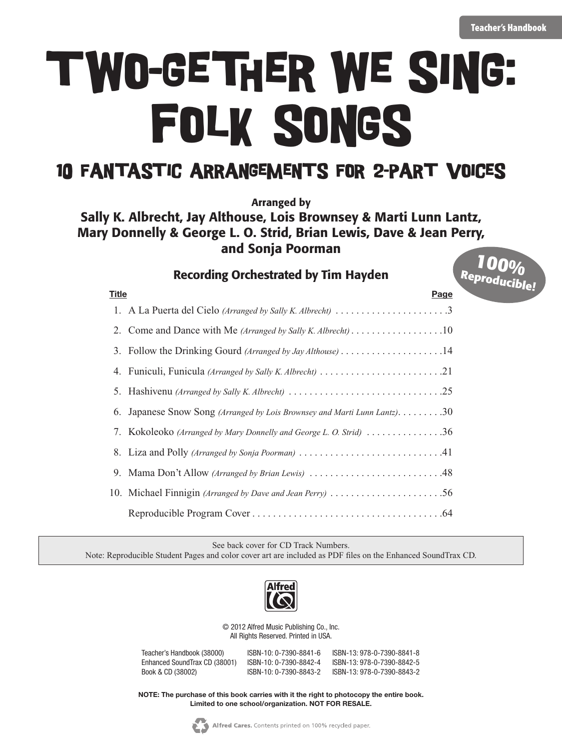Teacher's Handbook

# TWO-GETHER WE SING: FOLK SONGS

## 10 FANTASTIC ARRANGEMENTS FOR 2-PART VOICES

**Arranged by**

**Sally K. Albrecht, Jay Althouse, Lois Brownsey & Marti Lunn Lantz, Mary Donnelly & George L. O. Strid, Brian Lewis, Dave & Jean Perry, and Sonja Poorman**

**100% Reproducible!**

**Recording Orchestrated by Tim Hayden**

| Title | Page |
|---|---|
| 1. A La Puerta del Cielo *(Arranged by Sally K. Albrecht)* | 3 |
| 2. Come and Dance with Me *(Arranged by Sally K. Albrecht)* | 10 |
| 3. Follow the Drinking Gourd *(Arranged by Jay Althouse)* | 14 |
| 4. Funiculi, Funicula *(Arranged by Sally K. Albrecht)* | 21 |
| 5. Hashivenu *(Arranged by Sally K. Albrecht)* | 25 |
| 6. Japanese Snow Song *(Arranged by Lois Brownsey and Marti Lunn Lantz)* | 30 |
| 7. Kokoleoko *(Arranged by Mary Donnelly and George L. O. Strid)* | 36 |
| 8. Liza and Polly *(Arranged by Sonja Poorman)* | 41 |
| 9. Mama Don't Allow *(Arranged by Brian Lewis)* | 48 |
| 10. Michael Finnigin *(Arranged by Dave and Jean Perry)* | 56 |
| Reproducible Program Cover | 64 |

See back cover for CD Track Numbers.
Note: Reproducible Student Pages and color cover art are included as PDF files on the Enhanced SoundTrax CD.

Alfred

© 2012 Alfred Music Publishing Co., Inc.
All Rights Reserved. Printed in USA.

| | | |
|---|---|---|
| Teacher's Handbook (38000) | ISBN-10: 0-7390-8841-6 | ISBN-13: 978-0-7390-8841-8 |
| Enhanced SoundTrax CD (38001) | ISBN-10: 0-7390-8842-4 | ISBN-13: 978-0-7390-8842-5 |
| Book & CD (38002) | ISBN-10: 0-7390-8843-2 | ISBN-13: 978-0-7390-8843-2 |

**NOTE: The purchase of this book carries with it the right to photocopy the entire book. Limited to one school/organization. NOT FOR RESALE.**

**Alfred Cares.** Contents printed on 100% recycled paper.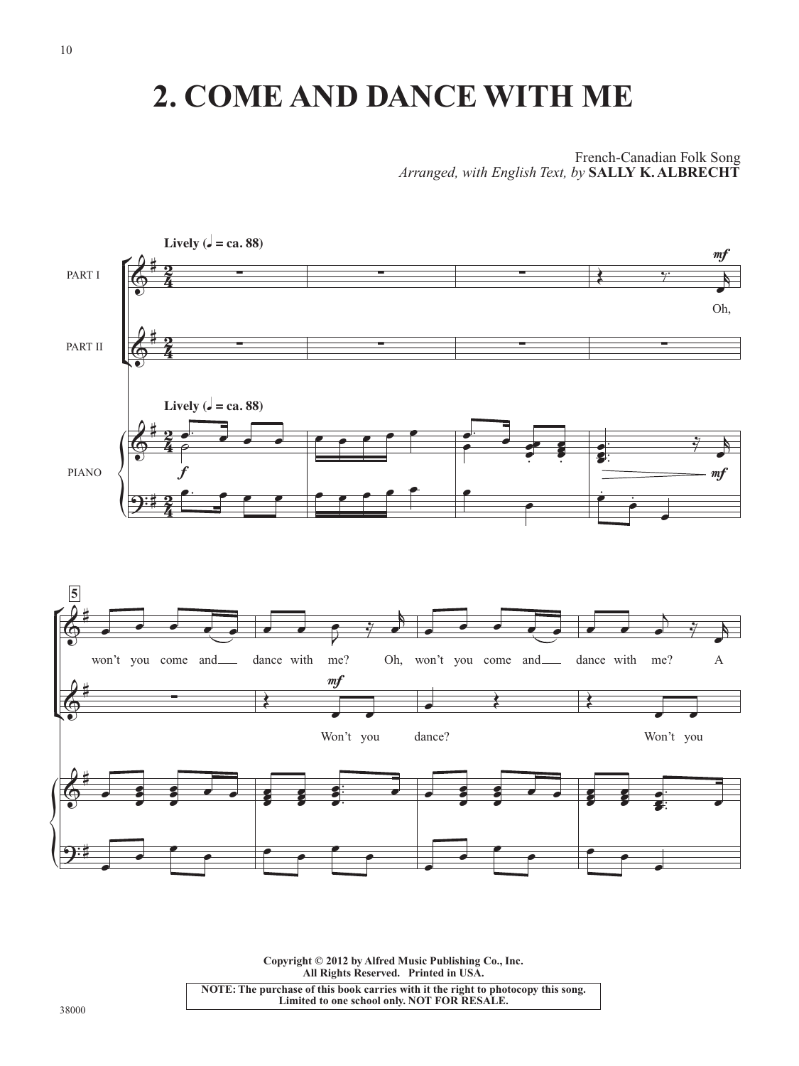# 2. COME AND DANCE WITH ME

French-Canadian Folk Song
*Arranged, with English Text, by* **SALLY K. ALBRECHT**

**Lively (♩ = ca. 88)**

PART I

PART II

PIANO

Oh,

won't you come and dance with me? Oh, won't you come and dance with me? A

Won't you dance? Won't you

**Copyright © 2012 by Alfred Music Publishing Co., Inc.**
**All Rights Reserved. Printed in USA.**

**NOTE: The purchase of this book carries with it the right to photocopy this song.**
**Limited to one school only. NOT FOR RESALE.**

38000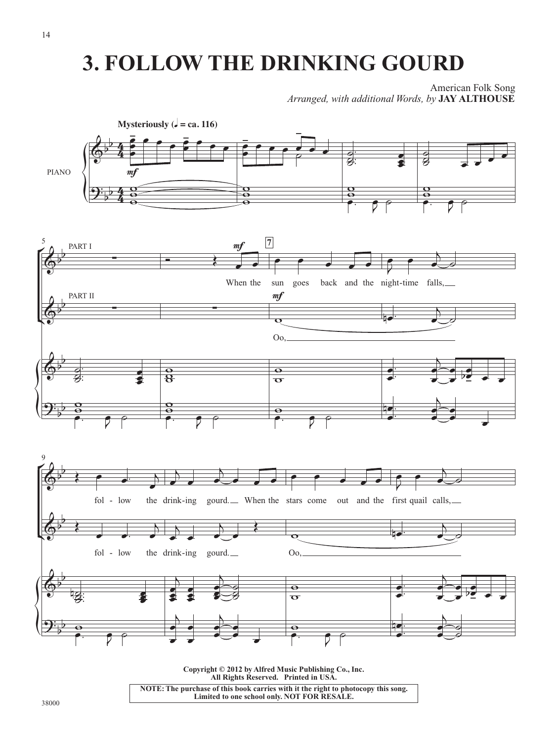# 3. FOLLOW THE DRINKING GOURD

American Folk Song

*Arranged, with additional Words, by* **JAY ALTHOUSE**

**Mysteriously** (♩ = ca. 116)

PIANO

PART I

PART II

When the sun goes back and the night-time falls, fol - low the drink-ing gourd. When the stars come out and the first quail calls,

Oo, fol - low the drink-ing gourd. Oo,

**Copyright © 2012 by Alfred Music Publishing Co., Inc.**
**All Rights Reserved. Printed in USA.**

**NOTE: The purchase of this book carries with it the right to photocopy this song. Limited to one school only. NOT FOR RESALE.**

38000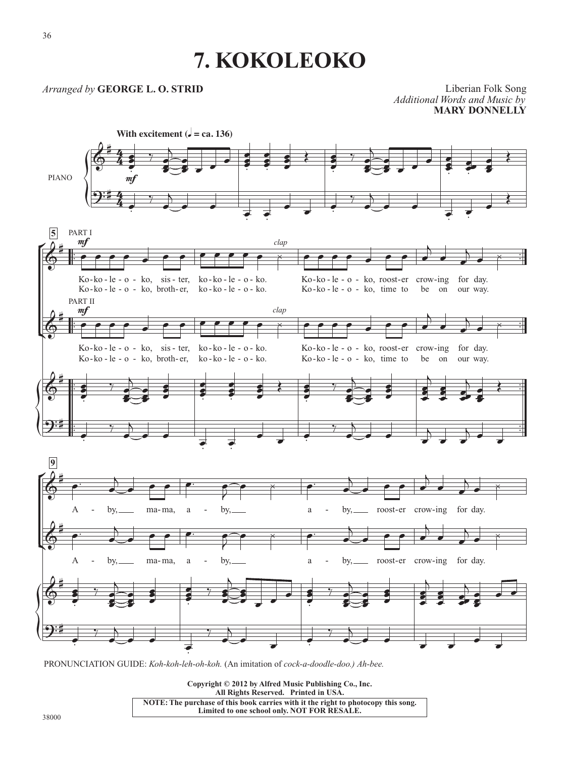# 7. KOKOLEOKO

*Arranged by* **GEORGE L. O. STRID**

Liberian Folk Song
*Additional Words and Music by*
**MARY DONNELLY**

**With excitement** (♩ = ca. 136)

PIANO

PART I

Ko-ko-le-o-ko, sis-ter, ko-ko-le-o-ko. Ko-ko-le-o-ko, roost-er crow-ing for day.
Ko-ko-le-o-ko, broth-er, ko-ko-le-o-ko. Ko-ko-le-o-ko, time to be on our way.

PART II

Ko-ko-le-o-ko, sis-ter, ko-ko-le-o-ko. Ko-ko-le-o-ko, roost-er crow-ing for day.
Ko-ko-le-o-ko, broth-er, ko-ko-le-o-ko. Ko-ko-le-o-ko, time to be on our way.

A - by, ma-ma, a - by, a - by, roost-er crow-ing for day.

A - by, ma-ma, a - by, a - by, roost-er crow-ing for day.

PRONUNCIATION GUIDE: *Koh-koh-leh-oh-koh.* (An imitation of *cock-a-doodle-doo.) Ah-bee.*

**Copyright © 2012 by Alfred Music Publishing Co., Inc.**
**All Rights Reserved. Printed in USA.**

**NOTE: The purchase of this book carries with it the right to photocopy this song.**
**Limited to one school only. NOT FOR RESALE.**